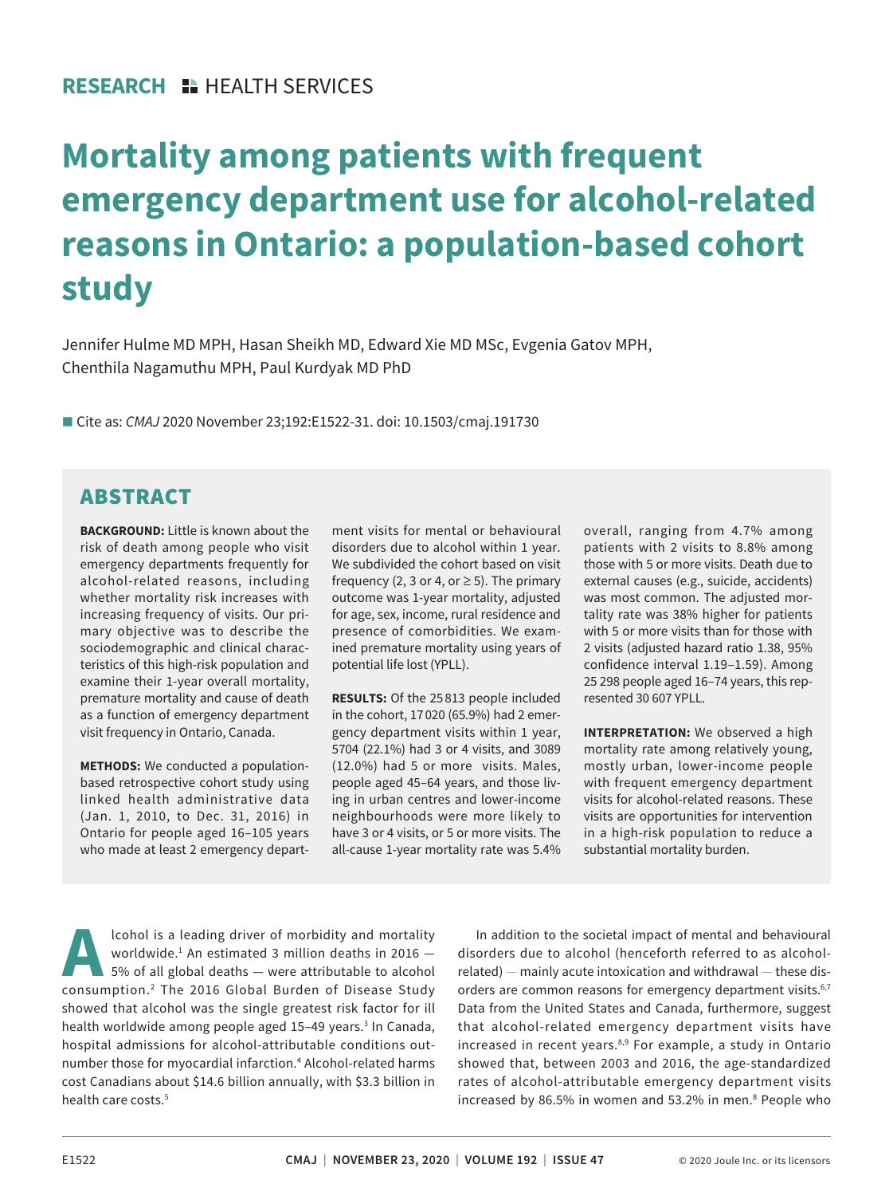RESEARCH ▪ HEALTH SERVICES

# Mortality among patients with frequent emergency department use for alcohol-related reasons in Ontario: a population-based cohort study

Jennifer Hulme MD MPH, Hasan Sheikh MD, Edward Xie MD MSc, Evgenia Gatov MPH, Chenthila Nagamuthu MPH, Paul Kurdyak MD PhD

■ Cite as: *CMAJ* 2020 November 23;192:E1522-31. doi: 10.1503/cmaj.191730

## ABSTRACT

**BACKGROUND:** Little is known about the risk of death among people who visit emergency departments frequently for alcohol-related reasons, including whether mortality risk increases with increasing frequency of visits. Our primary objective was to describe the sociodemographic and clinical characteristics of this high-risk population and examine their 1-year overall mortality, premature mortality and cause of death as a function of emergency department visit frequency in Ontario, Canada.

**METHODS:** We conducted a population-based retrospective cohort study using linked health administrative data (Jan. 1, 2010, to Dec. 31, 2016) in Ontario for people aged 16–105 years who made at least 2 emergency department visits for mental or behavioural disorders due to alcohol within 1 year. We subdivided the cohort based on visit frequency (2, 3 or 4, or ≥ 5). The primary outcome was 1-year mortality, adjusted for age, sex, income, rural residence and presence of comorbidities. We examined premature mortality using years of potential life lost (YPLL).

**RESULTS:** Of the 25 813 people included in the cohort, 17 020 (65.9%) had 2 emergency department visits within 1 year, 5704 (22.1%) had 3 or 4 visits, and 3089 (12.0%) had 5 or more visits. Males, people aged 45–64 years, and those living in urban centres and lower-income neighbourhoods were more likely to have 3 or 4 visits, or 5 or more visits. The all-cause 1-year mortality rate was 5.4% overall, ranging from 4.7% among patients with 2 visits to 8.8% among those with 5 or more visits. Death due to external causes (e.g., suicide, accidents) was most common. The adjusted mortality rate was 38% higher for patients with 5 or more visits than for those with 2 visits (adjusted hazard ratio 1.38, 95% confidence interval 1.19–1.59). Among 25 298 people aged 16–74 years, this represented 30 607 YPLL.

**INTERPRETATION:** We observed a high mortality rate among relatively young, mostly urban, lower-income people with frequent emergency department visits for alcohol-related reasons. These visits are opportunities for intervention in a high-risk population to reduce a substantial mortality burden.

Alcohol is a leading driver of morbidity and mortality worldwide.[1] An estimated 3 million deaths in 2016 — 5% of all global deaths — were attributable to alcohol consumption.[2] The 2016 Global Burden of Disease Study showed that alcohol was the single greatest risk factor for ill health worldwide among people aged 15–49 years.[3] In Canada, hospital admissions for alcohol-attributable conditions outnumber those for myocardial infarction.[4] Alcohol-related harms cost Canadians about $14.6 billion annually, with $3.3 billion in health care costs.[5]

In addition to the societal impact of mental and behavioural disorders due to alcohol (henceforth referred to as alcohol-related) — mainly acute intoxication and withdrawal — these disorders are common reasons for emergency department visits.[6,7] Data from the United States and Canada, furthermore, suggest that alcohol-related emergency department visits have increased in recent years.[8,9] For example, a study in Ontario showed that, between 2003 and 2016, the age-standardized rates of alcohol-attributable emergency department visits increased by 86.5% in women and 53.2% in men.[8] People who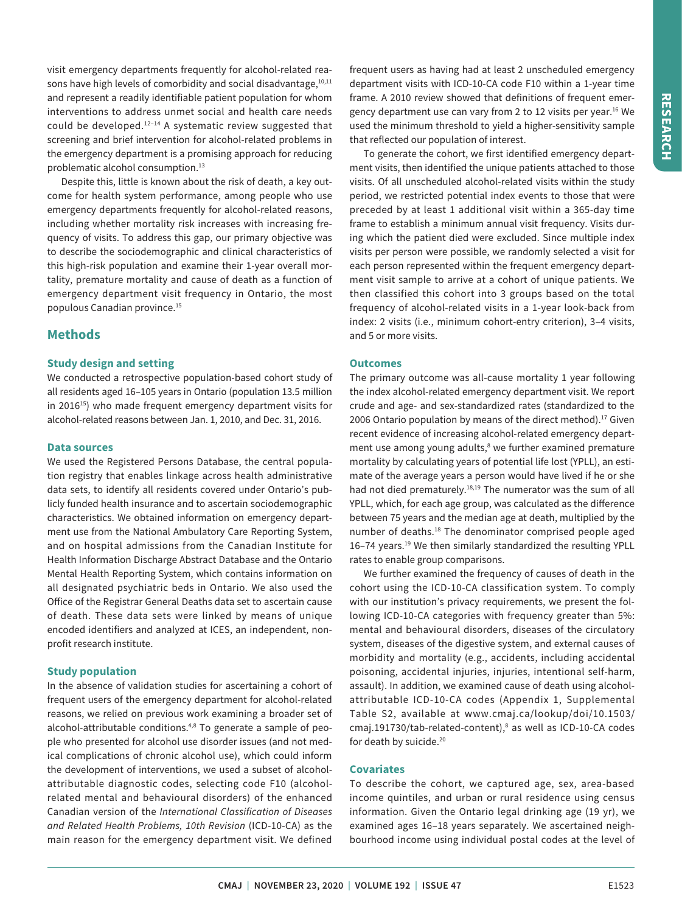visit emergency departments frequently for alcohol-related reasons have high levels of comorbidity and social disadvantage,[10,11] and represent a readily identifiable patient population for whom interventions to address unmet social and health care needs could be developed.[12–14] A systematic review suggested that screening and brief intervention for alcohol-related problems in the emergency department is a promising approach for reducing problematic alcohol consumption.[13]

Despite this, little is known about the risk of death, a key outcome for health system performance, among people who use emergency departments frequently for alcohol-related reasons, including whether mortality risk increases with increasing frequency of visits. To address this gap, our primary objective was to describe the sociodemographic and clinical characteristics of this high-risk population and examine their 1-year overall mortality, premature mortality and cause of death as a function of emergency department visit frequency in Ontario, the most populous Canadian province.[15]

## Methods

### Study design and setting

We conducted a retrospective population-based cohort study of all residents aged 16–105 years in Ontario (population 13.5 million in 2016[15]) who made frequent emergency department visits for alcohol-related reasons between Jan. 1, 2010, and Dec. 31, 2016.

### Data sources

We used the Registered Persons Database, the central population registry that enables linkage across health administrative data sets, to identify all residents covered under Ontario's publicly funded health insurance and to ascertain sociodemographic characteristics. We obtained information on emergency department use from the National Ambulatory Care Reporting System, and on hospital admissions from the Canadian Institute for Health Information Discharge Abstract Database and the Ontario Mental Health Reporting System, which contains information on all designated psychiatric beds in Ontario. We also used the Office of the Registrar General Deaths data set to ascertain cause of death. These data sets were linked by means of unique encoded identifiers and analyzed at ICES, an independent, nonprofit research institute.

### Study population

In the absence of validation studies for ascertaining a cohort of frequent users of the emergency department for alcohol-related reasons, we relied on previous work examining a broader set of alcohol-attributable conditions.[4,8] To generate a sample of people who presented for alcohol use disorder issues (and not medical complications of chronic alcohol use), which could inform the development of interventions, we used a subset of alcohol-attributable diagnostic codes, selecting code F10 (alcohol-related mental and behavioural disorders) of the enhanced Canadian version of the *International Classification of Diseases and Related Health Problems, 10th Revision* (ICD-10-CA) as the main reason for the emergency department visit. We defined frequent users as having had at least 2 unscheduled emergency department visits with ICD-10-CA code F10 within a 1-year time frame. A 2010 review showed that definitions of frequent emergency department use can vary from 2 to 12 visits per year.[16] We used the minimum threshold to yield a higher-sensitivity sample that reflected our population of interest.

To generate the cohort, we first identified emergency department visits, then identified the unique patients attached to those visits. Of all unscheduled alcohol-related visits within the study period, we restricted potential index events to those that were preceded by at least 1 additional visit within a 365-day time frame to establish a minimum annual visit frequency. Visits during which the patient died were excluded. Since multiple index visits per person were possible, we randomly selected a visit for each person represented within the frequent emergency department visit sample to arrive at a cohort of unique patients. We then classified this cohort into 3 groups based on the total frequency of alcohol-related visits in a 1-year look-back from index: 2 visits (i.e., minimum cohort-entry criterion), 3–4 visits, and 5 or more visits.

### Outcomes

The primary outcome was all-cause mortality 1 year following the index alcohol-related emergency department visit. We report crude and age- and sex-standardized rates (standardized to the 2006 Ontario population by means of the direct method).[17] Given recent evidence of increasing alcohol-related emergency department use among young adults,[8] we further examined premature mortality by calculating years of potential life lost (YPLL), an estimate of the average years a person would have lived if he or she had not died prematurely.[18,19] The numerator was the sum of all YPLL, which, for each age group, was calculated as the difference between 75 years and the median age at death, multiplied by the number of deaths.[18] The denominator comprised people aged 16–74 years.[19] We then similarly standardized the resulting YPLL rates to enable group comparisons.

We further examined the frequency of causes of death in the cohort using the ICD-10-CA classification system. To comply with our institution's privacy requirements, we present the following ICD-10-CA categories with frequency greater than 5%: mental and behavioural disorders, diseases of the circulatory system, diseases of the digestive system, and external causes of morbidity and mortality (e.g., accidents, including accidental poisoning, accidental injuries, injuries, intentional self-harm, assault). In addition, we examined cause of death using alcohol-attributable ICD-10-CA codes (Appendix 1, Supplemental Table S2, available at www.cmaj.ca/lookup/doi/10.1503/cmaj.191730/tab-related-content),[8] as well as ICD-10-CA codes for death by suicide.[20]

### Covariates

To describe the cohort, we captured age, sex, area-based income quintiles, and urban or rural residence using census information. Given the Ontario legal drinking age (19 yr), we examined ages 16–18 years separately. We ascertained neighbourhood income using individual postal codes at the level of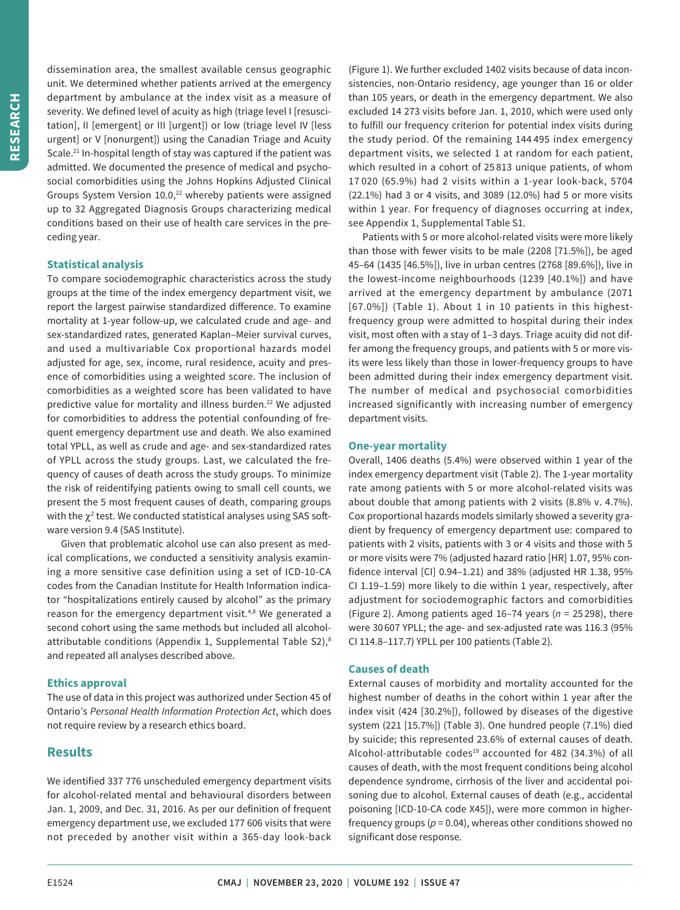dissemination area, the smallest available census geographic unit. We determined whether patients arrived at the emergency department by ambulance at the index visit as a measure of severity. We defined level of acuity as high (triage level I [resuscitation], II [emergent] or III [urgent]) or low (triage level IV [less urgent] or V [nonurgent]) using the Canadian Triage and Acuity Scale.[21] In-hospital length of stay was captured if the patient was admitted. We documented the presence of medical and psychosocial comorbidities using the Johns Hopkins Adjusted Clinical Groups System Version 10.0,[22] whereby patients were assigned up to 32 Aggregated Diagnosis Groups characterizing medical conditions based on their use of health care services in the preceding year.

### Statistical analysis

To compare sociodemographic characteristics across the study groups at the time of the index emergency department visit, we report the largest pairwise standardized difference. To examine mortality at 1-year follow-up, we calculated crude and age- and sex-standardized rates, generated Kaplan–Meier survival curves, and used a multivariable Cox proportional hazards model adjusted for age, sex, income, rural residence, acuity and presence of comorbidities using a weighted score. The inclusion of comorbidities as a weighted score has been validated to have predictive value for mortality and illness burden.[22] We adjusted for comorbidities to address the potential confounding of frequent emergency department use and death. We also examined total YPLL, as well as crude and age- and sex-standardized rates of YPLL across the study groups. Last, we calculated the frequency of causes of death across the study groups. To minimize the risk of reidentifying patients owing to small cell counts, we present the 5 most frequent causes of death, comparing groups with the $\chi^2$ test. We conducted statistical analyses using SAS software version 9.4 (SAS Institute).

Given that problematic alcohol use can also present as medical complications, we conducted a sensitivity analysis examining a more sensitive case definition using a set of ICD-10-CA codes from the Canadian Institute for Health Information indicator "hospitalizations entirely caused by alcohol" as the primary reason for the emergency department visit.[4,8] We generated a second cohort using the same methods but included all alcohol-attributable conditions (Appendix 1, Supplemental Table S2),[8] and repeated all analyses described above.

### Ethics approval

The use of data in this project was authorized under Section 45 of Ontario's *Personal Health Information Protection Act*, which does not require review by a research ethics board.

## Results

We identified 337 776 unscheduled emergency department visits for alcohol-related mental and behavioural disorders between Jan. 1, 2009, and Dec. 31, 2016. As per our definition of frequent emergency department use, we excluded 177 606 visits that were not preceded by another visit within a 365-day look-back (Figure 1). We further excluded 1402 visits because of data inconsistencies, non-Ontario residency, age younger than 16 or older than 105 years, or death in the emergency department. We also excluded 14 273 visits before Jan. 1, 2010, which were used only to fulfill our frequency criterion for potential index visits during the study period. Of the remaining 144 495 index emergency department visits, we selected 1 at random for each patient, which resulted in a cohort of 25 813 unique patients, of whom 17 020 (65.9%) had 2 visits within a 1-year look-back, 5704 (22.1%) had 3 or 4 visits, and 3089 (12.0%) had 5 or more visits within 1 year. For frequency of diagnoses occurring at index, see Appendix 1, Supplemental Table S1.

Patients with 5 or more alcohol-related visits were more likely than those with fewer visits to be male (2208 [71.5%]), be aged 45–64 (1435 [46.5%]), live in urban centres (2768 [89.6%]), live in the lowest-income neighbourhoods (1239 [40.1%]) and have arrived at the emergency department by ambulance (2071 [67.0%]) (Table 1). About 1 in 10 patients in this highest-frequency group were admitted to hospital during their index visit, most often with a stay of 1–3 days. Triage acuity did not differ among the frequency groups, and patients with 5 or more visits were less likely than those in lower-frequency groups to have been admitted during their index emergency department visit. The number of medical and psychosocial comorbidities increased significantly with increasing number of emergency department visits.

### One-year mortality

Overall, 1406 deaths (5.4%) were observed within 1 year of the index emergency department visit (Table 2). The 1-year mortality rate among patients with 5 or more alcohol-related visits was about double that among patients with 2 visits (8.8% v. 4.7%). Cox proportional hazards models similarly showed a severity gradient by frequency of emergency department use: compared to patients with 2 visits, patients with 3 or 4 visits and those with 5 or more visits were 7% (adjusted hazard ratio [HR] 1.07, 95% confidence interval [CI] 0.94–1.21) and 38% (adjusted HR 1.38, 95% CI 1.19–1.59) more likely to die within 1 year, respectively, after adjustment for sociodemographic factors and comorbidities (Figure 2). Among patients aged 16–74 years ($n$ = 25 298), there were 30 607 YPLL; the age- and sex-adjusted rate was 116.3 (95% CI 114.8–117.7) YPLL per 100 patients (Table 2).

### Causes of death

External causes of morbidity and mortality accounted for the highest number of deaths in the cohort within 1 year after the index visit (424 [30.2%]), followed by diseases of the digestive system (221 [15.7%]) (Table 3). One hundred people (7.1%) died by suicide; this represented 23.6% of external causes of death. Alcohol-attributable codes[19] accounted for 482 (34.3%) of all causes of death, with the most frequent conditions being alcohol dependence syndrome, cirrhosis of the liver and accidental poisoning due to alcohol. External causes of death (e.g., accidental poisoning [ICD-10-CA code X45]), were more common in higher-frequency groups ($p$ = 0.04), whereas other conditions showed no significant dose response.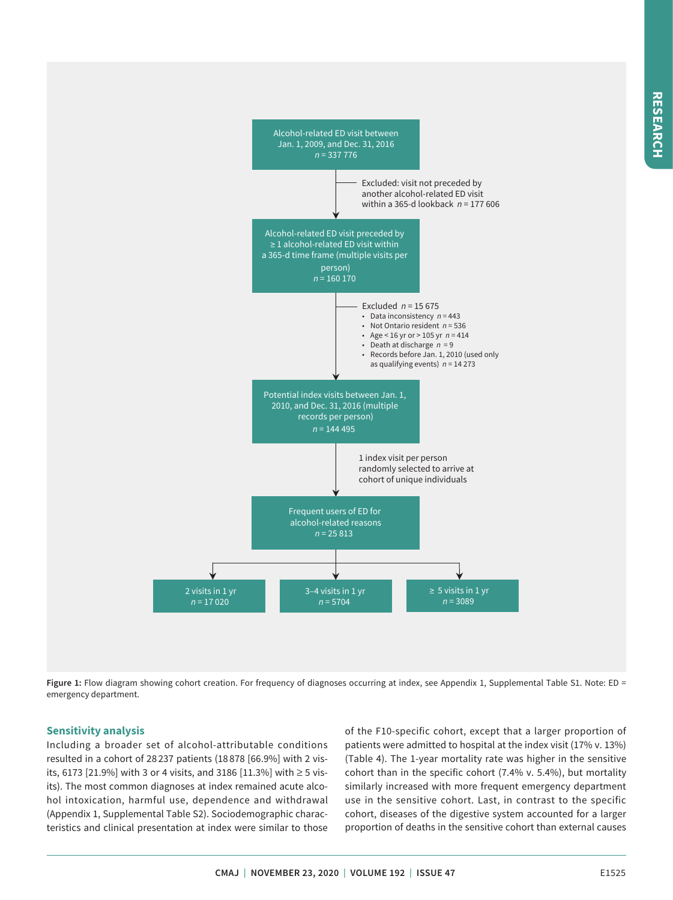Alcohol-related ED visit between Jan. 1, 2009, and Dec. 31, 2016
*n* = 337 776

Excluded: visit not preceded by another alcohol-related ED visit within a 365-d lookback *n* = 177 606

Alcohol-related ED visit preceded by ≥ 1 alcohol-related ED visit within a 365-d time frame (multiple visits per person)
*n* = 160 170

Excluded *n* = 15 675
- Data inconsistency *n* = 443
- Not Ontario resident *n* = 536
- Age < 16 yr or > 105 yr *n* = 414
- Death at discharge *n* = 9
- Records before Jan. 1, 2010 (used only as qualifying events) *n* = 14 273

Potential index visits between Jan. 1, 2010, and Dec. 31, 2016 (multiple records per person)
*n* = 144 495

1 index visit per person randomly selected to arrive at cohort of unique individuals

Frequent users of ED for alcohol-related reasons
*n* = 25 813

2 visits in 1 yr
*n* = 17 020

3–4 visits in 1 yr
*n* = 5704

≥ 5 visits in 1 yr
*n* = 3089

**Figure 1:** Flow diagram showing cohort creation. For frequency of diagnoses occurring at index, see Appendix 1, Supplemental Table S1. Note: ED = emergency department.

### Sensitivity analysis

Including a broader set of alcohol-attributable conditions resulted in a cohort of 28 237 patients (18 878 [66.9%] with 2 visits, 6173 [21.9%] with 3 or 4 visits, and 3186 [11.3%] with ≥ 5 visits). The most common diagnoses at index remained acute alcohol intoxication, harmful use, dependence and withdrawal (Appendix 1, Supplemental Table S2). Sociodemographic characteristics and clinical presentation at index were similar to those of the F10-specific cohort, except that a larger proportion of patients were admitted to hospital at the index visit (17% v. 13%) (Table 4). The 1-year mortality rate was higher in the sensitive cohort than in the specific cohort (7.4% v. 5.4%), but mortality similarly increased with more frequent emergency department use in the sensitive cohort. Last, in contrast to the specific cohort, diseases of the digestive system accounted for a larger proportion of deaths in the sensitive cohort than external causes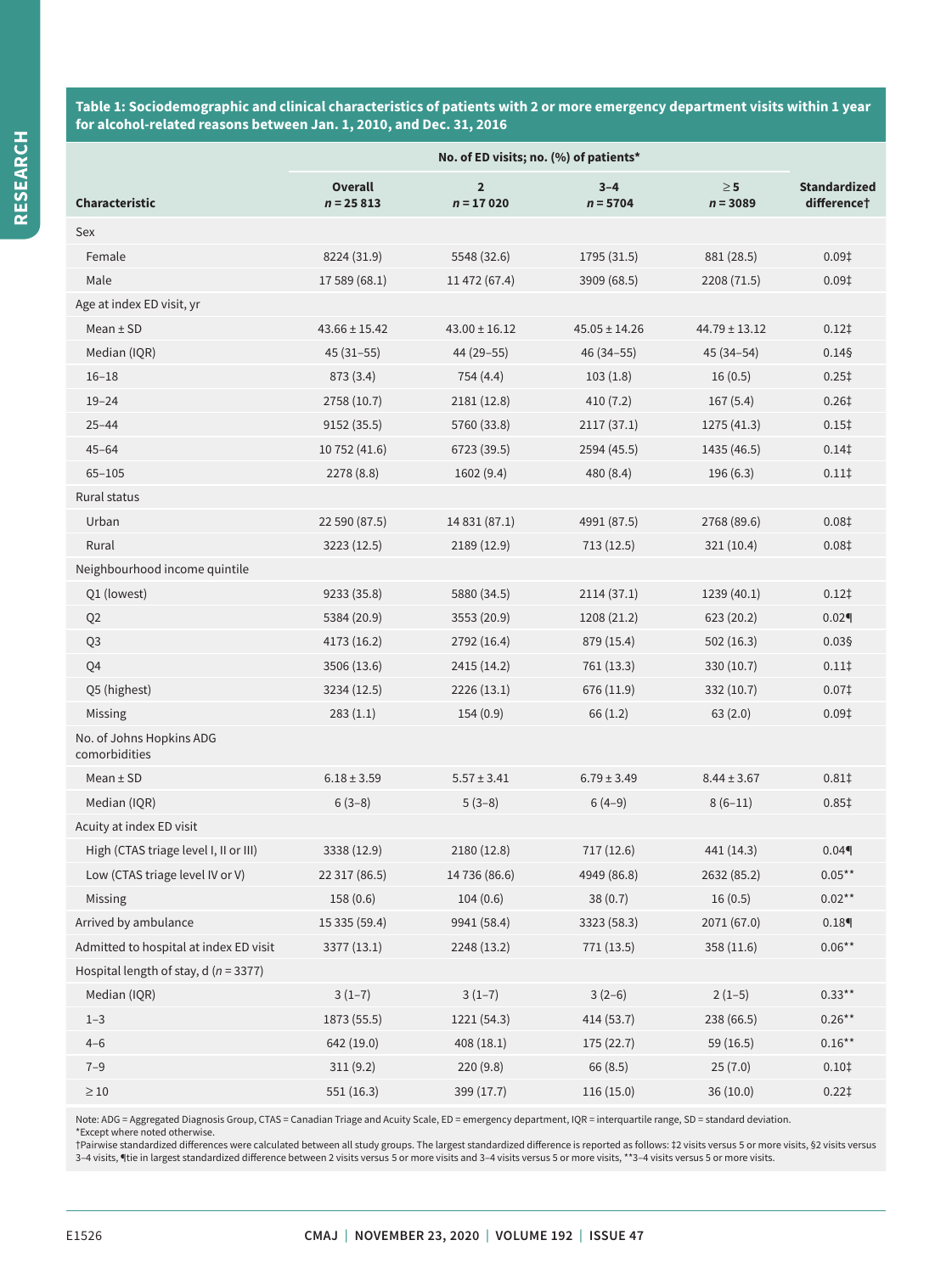**Table 1: Sociodemographic and clinical characteristics of patients with 2 or more emergency department visits within 1 year for alcohol-related reasons between Jan. 1, 2010, and Dec. 31, 2016**

| Characteristic | No. of ED visits; no. (%) of patients* | | | | Standardized difference† |
|---|---|---|---|---|---|
| | Overall n = 25 813 | 2 n = 17 020 | 3–4 n = 5704 | ≥ 5 n = 3089 | |
| Sex | | | | | |
| Female | 8224 (31.9) | 5548 (32.6) | 1795 (31.5) | 881 (28.5) | 0.09‡ |
| Male | 17 589 (68.1) | 11 472 (67.4) | 3909 (68.5) | 2208 (71.5) | 0.09‡ |
| Age at index ED visit, yr | | | | | |
| Mean ± SD | 43.66 ± 15.42 | 43.00 ± 16.12 | 45.05 ± 14.26 | 44.79 ± 13.12 | 0.12‡ |
| Median (IQR) | 45 (31–55) | 44 (29–55) | 46 (34–55) | 45 (34–54) | 0.14§ |
| 16–18 | 873 (3.4) | 754 (4.4) | 103 (1.8) | 16 (0.5) | 0.25‡ |
| 19–24 | 2758 (10.7) | 2181 (12.8) | 410 (7.2) | 167 (5.4) | 0.26‡ |
| 25–44 | 9152 (35.5) | 5760 (33.8) | 2117 (37.1) | 1275 (41.3) | 0.15‡ |
| 45–64 | 10 752 (41.6) | 6723 (39.5) | 2594 (45.5) | 1435 (46.5) | 0.14‡ |
| 65–105 | 2278 (8.8) | 1602 (9.4) | 480 (8.4) | 196 (6.3) | 0.11‡ |
| Rural status | | | | | |
| Urban | 22 590 (87.5) | 14 831 (87.1) | 4991 (87.5) | 2768 (89.6) | 0.08‡ |
| Rural | 3223 (12.5) | 2189 (12.9) | 713 (12.5) | 321 (10.4) | 0.08‡ |
| Neighbourhood income quintile | | | | | |
| Q1 (lowest) | 9233 (35.8) | 5880 (34.5) | 2114 (37.1) | 1239 (40.1) | 0.12‡ |
| Q2 | 5384 (20.9) | 3553 (20.9) | 1208 (21.2) | 623 (20.2) | 0.02¶ |
| Q3 | 4173 (16.2) | 2792 (16.4) | 879 (15.4) | 502 (16.3) | 0.03§ |
| Q4 | 3506 (13.6) | 2415 (14.2) | 761 (13.3) | 330 (10.7) | 0.11‡ |
| Q5 (highest) | 3234 (12.5) | 2226 (13.1) | 676 (11.9) | 332 (10.7) | 0.07‡ |
| Missing | 283 (1.1) | 154 (0.9) | 66 (1.2) | 63 (2.0) | 0.09‡ |
| No. of Johns Hopkins ADG comorbidities | | | | | |
| Mean ± SD | 6.18 ± 3.59 | 5.57 ± 3.41 | 6.79 ± 3.49 | 8.44 ± 3.67 | 0.81‡ |
| Median (IQR) | 6 (3–8) | 5 (3–8) | 6 (4–9) | 8 (6–11) | 0.85‡ |
| Acuity at index ED visit | | | | | |
| High (CTAS triage level I, II or III) | 3338 (12.9) | 2180 (12.8) | 717 (12.6) | 441 (14.3) | 0.04¶ |
| Low (CTAS triage level IV or V) | 22 317 (86.5) | 14 736 (86.6) | 4949 (86.8) | 2632 (85.2) | 0.05** |
| Missing | 158 (0.6) | 104 (0.6) | 38 (0.7) | 16 (0.5) | 0.02** |
| Arrived by ambulance | 15 335 (59.4) | 9941 (58.4) | 3323 (58.3) | 2071 (67.0) | 0.18¶ |
| Admitted to hospital at index ED visit | 3377 (13.1) | 2248 (13.2) | 771 (13.5) | 358 (11.6) | 0.06** |
| Hospital length of stay, d (n = 3377) | | | | | |
| Median (IQR) | 3 (1–7) | 3 (1–7) | 3 (2–6) | 2 (1–5) | 0.33** |
| 1–3 | 1873 (55.5) | 1221 (54.3) | 414 (53.7) | 238 (66.5) | 0.26** |
| 4–6 | 642 (19.0) | 408 (18.1) | 175 (22.7) | 59 (16.5) | 0.16** |
| 7–9 | 311 (9.2) | 220 (9.8) | 66 (8.5) | 25 (7.0) | 0.10‡ |
| ≥ 10 | 551 (16.3) | 399 (17.7) | 116 (15.0) | 36 (10.0) | 0.22‡ |

Note: ADG = Aggregated Diagnosis Group, CTAS = Canadian Triage and Acuity Scale, ED = emergency department, IQR = interquartile range, SD = standard deviation.
*Except where noted otherwise.
†Pairwise standardized differences were calculated between all study groups. The largest standardized difference is reported as follows: ‡2 visits versus 5 or more visits, §2 visits versus 3–4 visits, ¶tie in largest standardized difference between 2 visits versus 5 or more visits and 3–4 visits versus 5 or more visits, **3–4 visits versus 5 or more visits.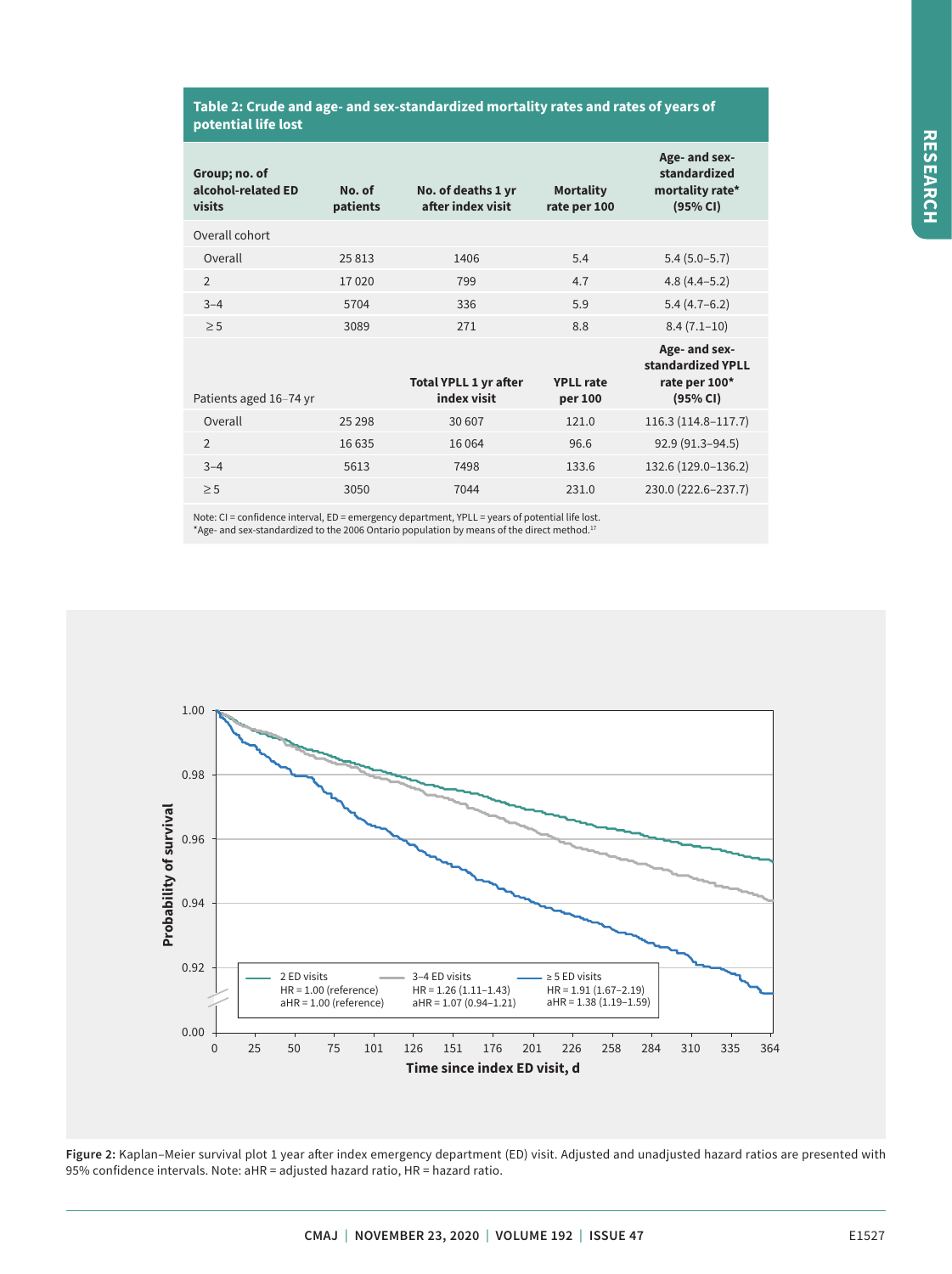**Table 2: Crude and age- and sex-standardized mortality rates and rates of years of potential life lost**

| Group; no. of alcohol-related ED visits | No. of patients | No. of deaths 1 yr after index visit | Mortality rate per 100 | Age- and sex-standardized mortality rate* (95% CI) |
|---|---|---|---|---|
| Overall cohort | | | | |
| Overall | 25 813 | 1406 | 5.4 | 5.4 (5.0–5.7) |
| 2 | 17 020 | 799 | 4.7 | 4.8 (4.4–5.2) |
| 3–4 | 5704 | 336 | 5.9 | 5.4 (4.7–6.2) |
| ≥ 5 | 3089 | 271 | 8.8 | 8.4 (7.1–10) |
| Patients aged 16–74 yr | | **Total YPLL 1 yr after index visit** | **YPLL rate per 100** | **Age- and sex-standardized YPLL rate per 100* (95% CI)** |
| Overall | 25 298 | 30 607 | 121.0 | 116.3 (114.8–117.7) |
| 2 | 16 635 | 16 064 | 96.6 | 92.9 (91.3–94.5) |
| 3–4 | 5613 | 7498 | 133.6 | 132.6 (129.0–136.2) |
| ≥ 5 | 3050 | 7044 | 231.0 | 230.0 (222.6–237.7) |

Note: CI = confidence interval, ED = emergency department, YPLL = years of potential life lost.
*Age- and sex-standardized to the 2006 Ontario population by means of the direct method.[17]

**Figure 2:** Kaplan–Meier survival plot 1 year after index emergency department (ED) visit. Adjusted and unadjusted hazard ratios are presented with 95% confidence intervals. Note: aHR = adjusted hazard ratio, HR = hazard ratio.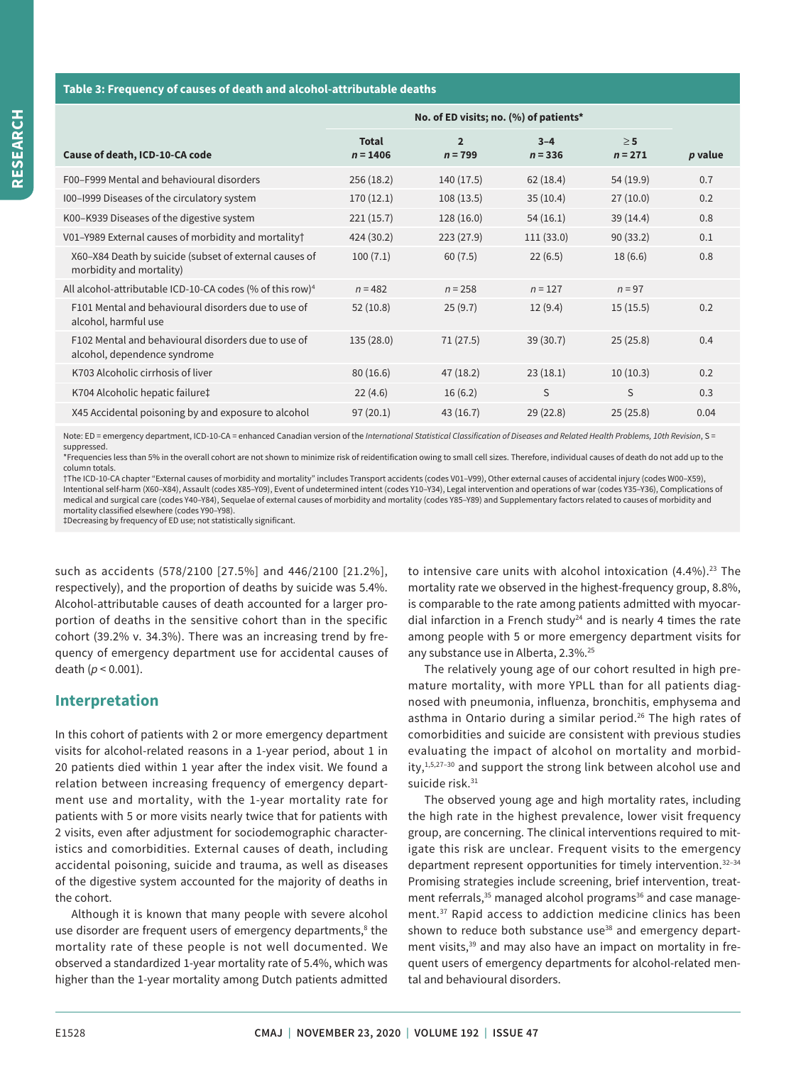**Table 3: Frequency of causes of death and alcohol-attributable deaths**

| Cause of death, ICD-10-CA code | No. of ED visits; no. (%) of patients* | | | | |
|---|---|---|---|---|---|
| | Total $n = 1406$ | 2 $n = 799$ | 3–4 $n = 336$ | ≥ 5 $n = 271$ | p value |
| F00–F999 Mental and behavioural disorders | 256 (18.2) | 140 (17.5) | 62 (18.4) | 54 (19.9) | 0.7 |
| I00–I999 Diseases of the circulatory system | 170 (12.1) | 108 (13.5) | 35 (10.4) | 27 (10.0) | 0.2 |
| K00–K939 Diseases of the digestive system | 221 (15.7) | 128 (16.0) | 54 (16.1) | 39 (14.4) | 0.8 |
| V01–Y989 External causes of morbidity and mortality† | 424 (30.2) | 223 (27.9) | 111 (33.0) | 90 (33.2) | 0.1 |
| X60–X84 Death by suicide (subset of external causes of morbidity and mortality) | 100 (7.1) | 60 (7.5) | 22 (6.5) | 18 (6.6) | 0.8 |
| All alcohol-attributable ICD-10-CA codes (% of this row)[4] | $n = 482$ | $n = 258$ | $n = 127$ | $n = 97$ | |
| F101 Mental and behavioural disorders due to use of alcohol, harmful use | 52 (10.8) | 25 (9.7) | 12 (9.4) | 15 (15.5) | 0.2 |
| F102 Mental and behavioural disorders due to use of alcohol, dependence syndrome | 135 (28.0) | 71 (27.5) | 39 (30.7) | 25 (25.8) | 0.4 |
| K703 Alcoholic cirrhosis of liver | 80 (16.6) | 47 (18.2) | 23 (18.1) | 10 (10.3) | 0.2 |
| K704 Alcoholic hepatic failure‡ | 22 (4.6) | 16 (6.2) | S | S | 0.3 |
| X45 Accidental poisoning by and exposure to alcohol | 97 (20.1) | 43 (16.7) | 29 (22.8) | 25 (25.8) | 0.04 |

Note: ED = emergency department, ICD-10-CA = enhanced Canadian version of the *International Statistical Classification of Diseases and Related Health Problems, 10th Revision*, S = suppressed.
*Frequencies less than 5% in the overall cohort are not shown to minimize risk of reidentification owing to small cell sizes. Therefore, individual causes of death do not add up to the column totals.
†The ICD-10-CA chapter "External causes of morbidity and mortality" includes Transport accidents (codes V01–V99), Other external causes of accidental injury (codes W00–X59), Intentional self-harm (X60–X84), Assault (codes X85–Y09), Event of undetermined intent (codes Y10–Y34), Legal intervention and operations of war (codes Y35–Y36), Complications of medical and surgical care (codes Y40–Y84), Sequelae of external causes of morbidity and mortality (codes Y85–Y89) and Supplementary factors related to causes of morbidity and mortality classified elsewhere (codes Y90–Y98).
‡Decreasing by frequency of ED use; not statistically significant.

such as accidents (578/2100 [27.5%] and 446/2100 [21.2%], respectively), and the proportion of deaths by suicide was 5.4%. Alcohol-attributable causes of death accounted for a larger proportion of deaths in the sensitive cohort than in the specific cohort (39.2% v. 34.3%). There was an increasing trend by frequency of emergency department use for accidental causes of death ($p < 0.001$).

## Interpretation

In this cohort of patients with 2 or more emergency department visits for alcohol-related reasons in a 1-year period, about 1 in 20 patients died within 1 year after the index visit. We found a relation between increasing frequency of emergency department use and mortality, with the 1-year mortality rate for patients with 5 or more visits nearly twice that for patients with 2 visits, even after adjustment for sociodemographic characteristics and comorbidities. External causes of death, including accidental poisoning, suicide and trauma, as well as diseases of the digestive system accounted for the majority of deaths in the cohort.

Although it is known that many people with severe alcohol use disorder are frequent users of emergency departments,[8] the mortality rate of these people is not well documented. We observed a standardized 1-year mortality rate of 5.4%, which was higher than the 1-year mortality among Dutch patients admitted to intensive care units with alcohol intoxication (4.4%).[23] The mortality rate we observed in the highest-frequency group, 8.8%, is comparable to the rate among patients admitted with myocardial infarction in a French study[24] and is nearly 4 times the rate among people with 5 or more emergency department visits for any substance use in Alberta, 2.3%.[25]

The relatively young age of our cohort resulted in high premature mortality, with more YPLL than for all patients diagnosed with pneumonia, influenza, bronchitis, emphysema and asthma in Ontario during a similar period.[26] The high rates of comorbidities and suicide are consistent with previous studies evaluating the impact of alcohol on mortality and morbidity,[1,5,27–30] and support the strong link between alcohol use and suicide risk.[31]

The observed young age and high mortality rates, including the high rate in the highest prevalence, lower visit frequency group, are concerning. The clinical interventions required to mitigate this risk are unclear. Frequent visits to the emergency department represent opportunities for timely intervention.[32–34] Promising strategies include screening, brief intervention, treatment referrals,[35] managed alcohol programs[36] and case management.[37] Rapid access to addiction medicine clinics has been shown to reduce both substance use[38] and emergency department visits,[39] and may also have an impact on mortality in frequent users of emergency departments for alcohol-related mental and behavioural disorders.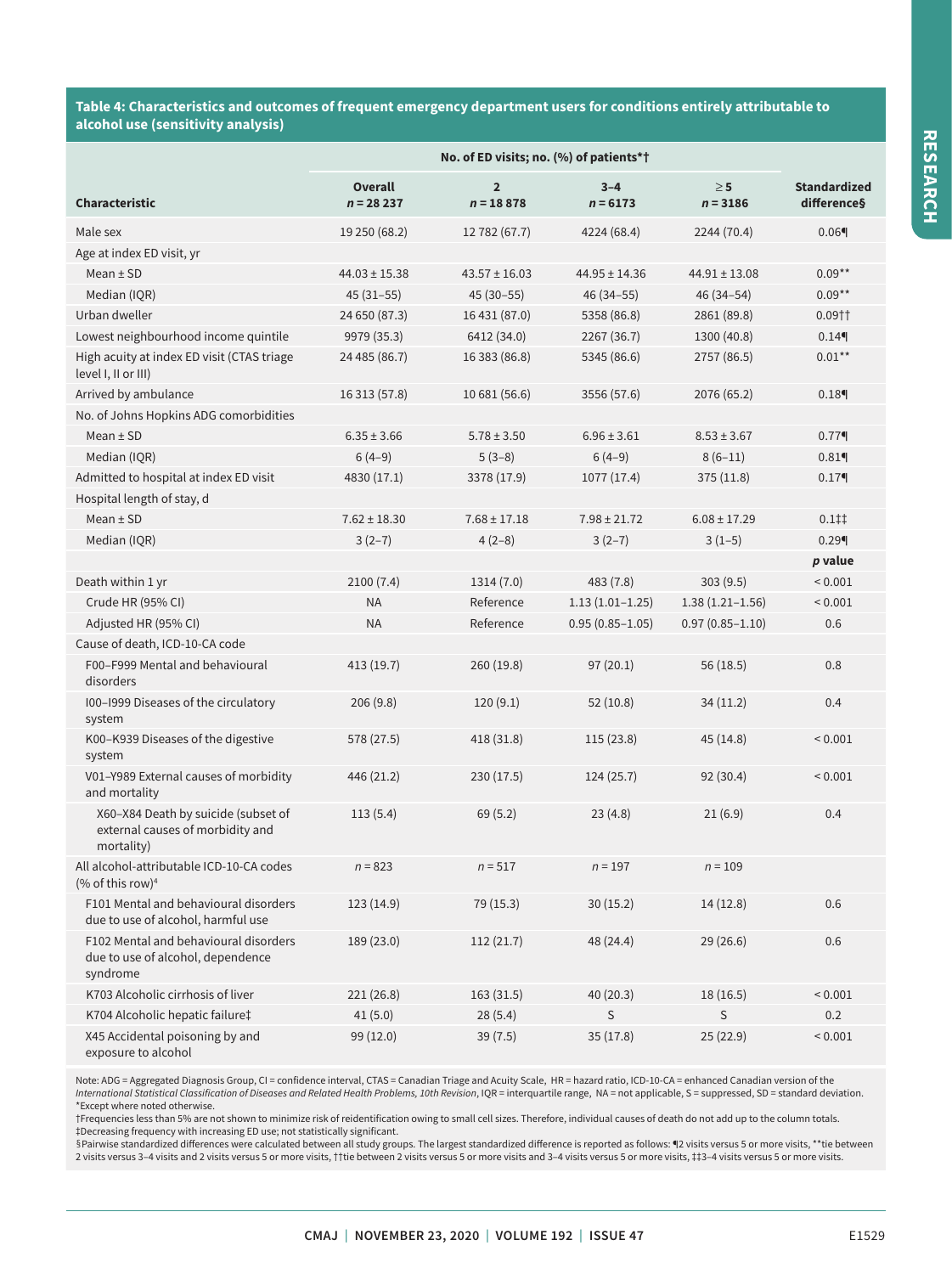**Table 4: Characteristics and outcomes of frequent emergency department users for conditions entirely attributable to alcohol use (sensitivity analysis)**

| Characteristic | No. of ED visits; no. (%) of patients*† | | | | Standardized difference§ |
|---|---|---|---|---|---|
| | Overall n = 28 237 | 2 n = 18 878 | 3–4 n = 6173 | ≥ 5 n = 3186 | |
| Male sex | 19 250 (68.2) | 12 782 (67.7) | 4224 (68.4) | 2244 (70.4) | 0.06¶ |
| Age at index ED visit, yr | | | | | |
| Mean ± SD | 44.03 ± 15.38 | 43.57 ± 16.03 | 44.95 ± 14.36 | 44.91 ± 13.08 | 0.09** |
| Median (IQR) | 45 (31–55) | 45 (30–55) | 46 (34–55) | 46 (34–54) | 0.09** |
| Urban dweller | 24 650 (87.3) | 16 431 (87.0) | 5358 (86.8) | 2861 (89.8) | 0.09†† |
| Lowest neighbourhood income quintile | 9979 (35.3) | 6412 (34.0) | 2267 (36.7) | 1300 (40.8) | 0.14¶ |
| High acuity at index ED visit (CTAS triage level I, II or III) | 24 485 (86.7) | 16 383 (86.8) | 5345 (86.6) | 2757 (86.5) | 0.01** |
| Arrived by ambulance | 16 313 (57.8) | 10 681 (56.6) | 3556 (57.6) | 2076 (65.2) | 0.18¶ |
| No. of Johns Hopkins ADG comorbidities | | | | | |
| Mean ± SD | 6.35 ± 3.66 | 5.78 ± 3.50 | 6.96 ± 3.61 | 8.53 ± 3.67 | 0.77¶ |
| Median (IQR) | 6 (4–9) | 5 (3–8) | 6 (4–9) | 8 (6–11) | 0.81¶ |
| Admitted to hospital at index ED visit | 4830 (17.1) | 3378 (17.9) | 1077 (17.4) | 375 (11.8) | 0.17¶ |
| Hospital length of stay, d | | | | | |
| Mean ± SD | 7.62 ± 18.30 | 7.68 ± 17.18 | 7.98 ± 21.72 | 6.08 ± 17.29 | 0.1‡‡ |
| Median (IQR) | 3 (2–7) | 4 (2–8) | 3 (2–7) | 3 (1–5) | 0.29¶ |
| | | | | | ***p* value** |
| Death within 1 yr | 2100 (7.4) | 1314 (7.0) | 483 (7.8) | 303 (9.5) | < 0.001 |
| Crude HR (95% CI) | NA | Reference | 1.13 (1.01–1.25) | 1.38 (1.21–1.56) | < 0.001 |
| Adjusted HR (95% CI) | NA | Reference | 0.95 (0.85–1.05) | 0.97 (0.85–1.10) | 0.6 |
| Cause of death, ICD-10-CA code | | | | | |
| F00–F999 Mental and behavioural disorders | 413 (19.7) | 260 (19.8) | 97 (20.1) | 56 (18.5) | 0.8 |
| I00–I999 Diseases of the circulatory system | 206 (9.8) | 120 (9.1) | 52 (10.8) | 34 (11.2) | 0.4 |
| K00–K939 Diseases of the digestive system | 578 (27.5) | 418 (31.8) | 115 (23.8) | 45 (14.8) | < 0.001 |
| V01–Y989 External causes of morbidity and mortality | 446 (21.2) | 230 (17.5) | 124 (25.7) | 92 (30.4) | < 0.001 |
| X60–X84 Death by suicide (subset of external causes of morbidity and mortality) | 113 (5.4) | 69 (5.2) | 23 (4.8) | 21 (6.9) | 0.4 |
| All alcohol-attributable ICD-10-CA codes (% of this row)[4] | n = 823 | n = 517 | n = 197 | n = 109 | |
| F101 Mental and behavioural disorders due to use of alcohol, harmful use | 123 (14.9) | 79 (15.3) | 30 (15.2) | 14 (12.8) | 0.6 |
| F102 Mental and behavioural disorders due to use of alcohol, dependence syndrome | 189 (23.0) | 112 (21.7) | 48 (24.4) | 29 (26.6) | 0.6 |
| K703 Alcoholic cirrhosis of liver | 221 (26.8) | 163 (31.5) | 40 (20.3) | 18 (16.5) | < 0.001 |
| K704 Alcoholic hepatic failure‡ | 41 (5.0) | 28 (5.4) | S | S | 0.2 |
| X45 Accidental poisoning by and exposure to alcohol | 99 (12.0) | 39 (7.5) | 35 (17.8) | 25 (22.9) | < 0.001 |

Note: ADG = Aggregated Diagnosis Group, CI = confidence interval, CTAS = Canadian Triage and Acuity Scale, HR = hazard ratio, ICD-10-CA = enhanced Canadian version of the *International Statistical Classification of Diseases and Related Health Problems, 10th Revision*, IQR = interquartile range, NA = not applicable, S = suppressed, SD = standard deviation.
*Except where noted otherwise.
†Frequencies less than 5% are not shown to minimize risk of reidentification owing to small cell sizes. Therefore, individual causes of death do not add up to the column totals.
‡Decreasing frequency with increasing ED use; not statistically significant.
§Pairwise standardized differences were calculated between all study groups. The largest standardized difference is reported as follows: ¶2 visits versus 5 or more visits, **tie between 2 visits versus 3–4 visits and 2 visits versus 5 or more visits, ††tie between 2 visits versus 5 or more visits and 3–4 visits versus 5 or more visits, ‡‡3–4 visits versus 5 or more visits.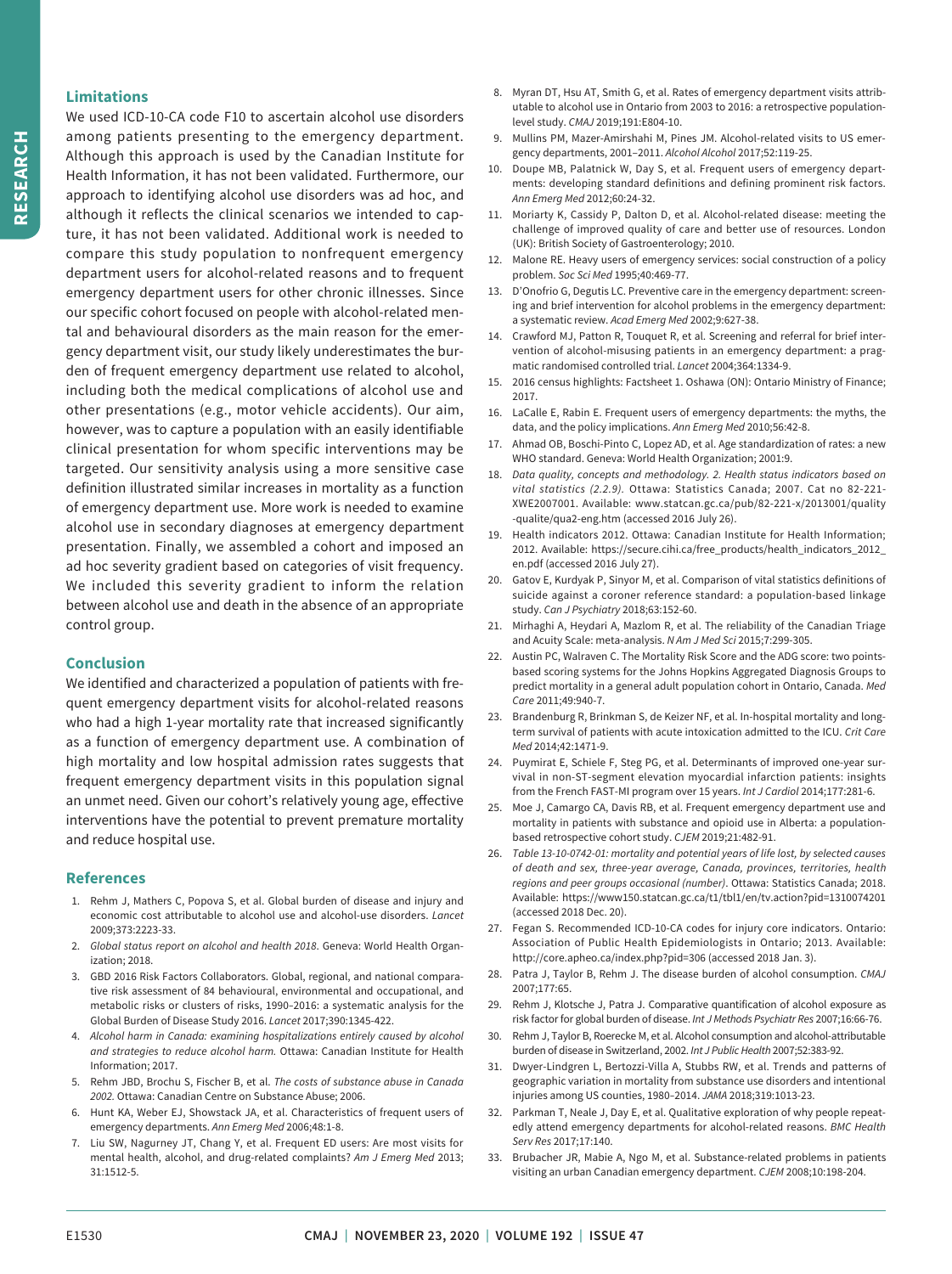## Limitations

We used ICD-10-CA code F10 to ascertain alcohol use disorders among patients presenting to the emergency department. Although this approach is used by the Canadian Institute for Health Information, it has not been validated. Furthermore, our approach to identifying alcohol use disorders was ad hoc, and although it reflects the clinical scenarios we intended to capture, it has not been validated. Additional work is needed to compare this study population to nonfrequent emergency department users for alcohol-related reasons and to frequent emergency department users for other chronic illnesses. Since our specific cohort focused on people with alcohol-related mental and behavioural disorders as the main reason for the emergency department visit, our study likely underestimates the burden of frequent emergency department use related to alcohol, including both the medical complications of alcohol use and other presentations (e.g., motor vehicle accidents). Our aim, however, was to capture a population with an easily identifiable clinical presentation for whom specific interventions may be targeted. Our sensitivity analysis using a more sensitive case definition illustrated similar increases in mortality as a function of emergency department use. More work is needed to examine alcohol use in secondary diagnoses at emergency department presentation. Finally, we assembled a cohort and imposed an ad hoc severity gradient based on categories of visit frequency. We included this severity gradient to inform the relation between alcohol use and death in the absence of an appropriate control group.

## Conclusion

We identified and characterized a population of patients with frequent emergency department visits for alcohol-related reasons who had a high 1-year mortality rate that increased significantly as a function of emergency department use. A combination of high mortality and low hospital admission rates suggests that frequent emergency department visits in this population signal an unmet need. Given our cohort's relatively young age, effective interventions have the potential to prevent premature mortality and reduce hospital use.

## References

1. Rehm J, Mathers C, Popova S, et al. Global burden of disease and injury and economic cost attributable to alcohol use and alcohol-use disorders. *Lancet* 2009;373:2223-33.
2. *Global status report on alcohol and health 2018*. Geneva: World Health Organization; 2018.
3. GBD 2016 Risk Factors Collaborators. Global, regional, and national comparative risk assessment of 84 behavioural, environmental and occupational, and metabolic risks or clusters of risks, 1990–2016: a systematic analysis for the Global Burden of Disease Study 2016. *Lancet* 2017;390:1345-422.
4. *Alcohol harm in Canada: examining hospitalizations entirely caused by alcohol and strategies to reduce alcohol harm.* Ottawa: Canadian Institute for Health Information; 2017.
5. Rehm JBD, Brochu S, Fischer B, et al. *The costs of substance abuse in Canada 2002.* Ottawa: Canadian Centre on Substance Abuse; 2006.
6. Hunt KA, Weber EJ, Showstack JA, et al. Characteristics of frequent users of emergency departments. *Ann Emerg Med* 2006;48:1-8.
7. Liu SW, Nagurney JT, Chang Y, et al. Frequent ED users: Are most visits for mental health, alcohol, and drug-related complaints? *Am J Emerg Med* 2013; 31:1512-5.
8. Myran DT, Hsu AT, Smith G, et al. Rates of emergency department visits attributable to alcohol use in Ontario from 2003 to 2016: a retrospective population-level study. *CMAJ* 2019;191:E804-10.
9. Mullins PM, Mazer-Amirshahi M, Pines JM. Alcohol-related visits to US emergency departments, 2001–2011. *Alcohol Alcohol* 2017;52:119-25.
10. Doupe MB, Palatnick W, Day S, et al. Frequent users of emergency departments: developing standard definitions and defining prominent risk factors. *Ann Emerg Med* 2012;60:24-32.
11. Moriarty K, Cassidy P, Dalton D, et al. Alcohol-related disease: meeting the challenge of improved quality of care and better use of resources. London (UK): British Society of Gastroenterology; 2010.
12. Malone RE. Heavy users of emergency services: social construction of a policy problem. *Soc Sci Med* 1995;40:469-77.
13. D'Onofrio G, Degutis LC. Preventive care in the emergency department: screening and brief intervention for alcohol problems in the emergency department: a systematic review. *Acad Emerg Med* 2002;9:627-38.
14. Crawford MJ, Patton R, Touquet R, et al. Screening and referral for brief intervention of alcohol-misusing patients in an emergency department: a pragmatic randomised controlled trial. *Lancet* 2004;364:1334-9.
15. 2016 census highlights: Factsheet 1. Oshawa (ON): Ontario Ministry of Finance; 2017.
16. LaCalle E, Rabin E. Frequent users of emergency departments: the myths, the data, and the policy implications. *Ann Emerg Med* 2010;56:42-8.
17. Ahmad OB, Boschi-Pinto C, Lopez AD, et al. Age standardization of rates: a new WHO standard. Geneva: World Health Organization; 2001:9.
18. *Data quality, concepts and methodology. 2. Health status indicators based on vital statistics (2.2.9).* Ottawa: Statistics Canada; 2007. Cat no 82-221-XWE2007001. Available: www.statcan.gc.ca/pub/82-221-x/2013001/quality-qualite/qua2-eng.htm (accessed 2016 July 26).
19. Health indicators 2012. Ottawa: Canadian Institute for Health Information; 2012. Available: https://secure.cihi.ca/free_products/health_indicators_2012_en.pdf (accessed 2016 July 27).
20. Gatov E, Kurdyak P, Sinyor M, et al. Comparison of vital statistics definitions of suicide against a coroner reference standard: a population-based linkage study. *Can J Psychiatry* 2018;63:152-60.
21. Mirhaghi A, Heydari A, Mazlom R, et al. The reliability of the Canadian Triage and Acuity Scale: meta-analysis. *N Am J Med Sci* 2015;7:299-305.
22. Austin PC, Walraven C. The Mortality Risk Score and the ADG score: two points-based scoring systems for the Johns Hopkins Aggregated Diagnosis Groups to predict mortality in a general adult population cohort in Ontario, Canada. *Med Care* 2011;49:940-7.
23. Brandenburg R, Brinkman S, de Keizer NF, et al. In-hospital mortality and long-term survival of patients with acute intoxication admitted to the ICU. *Crit Care Med* 2014;42:1471-9.
24. Puymirat E, Schiele F, Steg PG, et al. Determinants of improved one-year survival in non-ST-segment elevation myocardial infarction patients: insights from the French FAST-MI program over 15 years. *Int J Cardiol* 2014;177:281-6.
25. Moe J, Camargo CA, Davis RB, et al. Frequent emergency department use and mortality in patients with substance and opioid use in Alberta: a population-based retrospective cohort study. *CJEM* 2019;21:482-91.
26. *Table 13-10-0742-01: mortality and potential years of life lost, by selected causes of death and sex, three-year average, Canada, provinces, territories, health regions and peer groups occasional (number)*. Ottawa: Statistics Canada; 2018. Available: https://www150.statcan.gc.ca/t1/tbl1/en/tv.action?pid=1310074201 (accessed 2018 Dec. 20).
27. Fegan S. Recommended ICD-10-CA codes for injury core indicators. Ontario: Association of Public Health Epidemiologists in Ontario; 2013. Available: http://core.apheo.ca/index.php?pid=306 (accessed 2018 Jan. 3).
28. Patra J, Taylor B, Rehm J. The disease burden of alcohol consumption. *CMAJ* 2007;177:65.
29. Rehm J, Klotsche J, Patra J. Comparative quantification of alcohol exposure as risk factor for global burden of disease. *Int J Methods Psychiatr Res* 2007;16:66-76.
30. Rehm J, Taylor B, Roerecke M, et al. Alcohol consumption and alcohol-attributable burden of disease in Switzerland, 2002. *Int J Public Health* 2007;52:383-92.
31. Dwyer-Lindgren L, Bertozzi-Villa A, Stubbs RW, et al. Trends and patterns of geographic variation in mortality from substance use disorders and intentional injuries among US counties, 1980–2014. *JAMA* 2018;319:1013-23.
32. Parkman T, Neale J, Day E, et al. Qualitative exploration of why people repeatedly attend emergency departments for alcohol-related reasons. *BMC Health Serv Res* 2017;17:140.
33. Brubacher JR, Mabie A, Ngo M, et al. Substance-related problems in patients visiting an urban Canadian emergency department. *CJEM* 2008;10:198-204.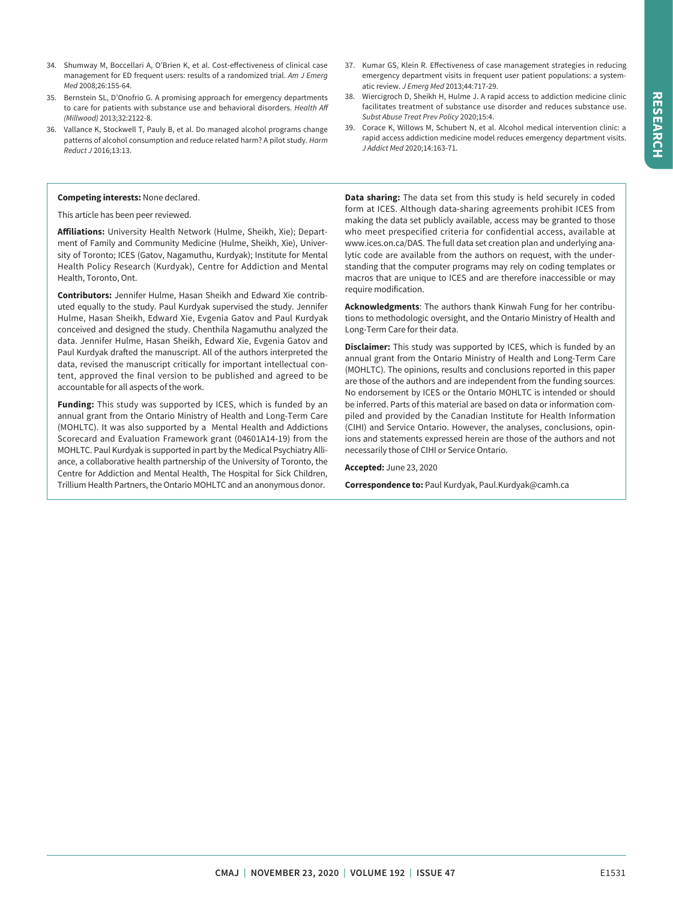34. Shumway M, Boccellari A, O'Brien K, et al. Cost-effectiveness of clinical case management for ED frequent users: results of a randomized trial. *Am J Emerg Med* 2008;26:155-64.
35. Bernstein SL, D'Onofrio G. A promising approach for emergency departments to care for patients with substance use and behavioral disorders. *Health Aff (Millwood)* 2013;32:2122-8.
36. Vallance K, Stockwell T, Pauly B, et al. Do managed alcohol programs change patterns of alcohol consumption and reduce related harm? A pilot study. *Harm Reduct J* 2016;13:13.
37. Kumar GS, Klein R. Effectiveness of case management strategies in reducing emergency department visits in frequent user patient populations: a systematic review. *J Emerg Med* 2013;44:717-29.
38. Wiercigroch D, Sheikh H, Hulme J. A rapid access to addiction medicine clinic facilitates treatment of substance use disorder and reduces substance use. *Subst Abuse Treat Prev Policy* 2020;15:4.
39. Corace K, Willows M, Schubert N, et al. Alcohol medical intervention clinic: a rapid access addiction medicine model reduces emergency department visits. *J Addict Med* 2020;14:163-71.

**Competing interests:** None declared.

This article has been peer reviewed.

**Affiliations:** University Health Network (Hulme, Sheikh, Xie); Department of Family and Community Medicine (Hulme, Sheikh, Xie), University of Toronto; ICES (Gatov, Nagamuthu, Kurdyak); Institute for Mental Health Policy Research (Kurdyak), Centre for Addiction and Mental Health, Toronto, Ont.

**Contributors:** Jennifer Hulme, Hasan Sheikh and Edward Xie contributed equally to the study. Paul Kurdyak supervised the study. Jennifer Hulme, Hasan Sheikh, Edward Xie, Evgenia Gatov and Paul Kurdyak conceived and designed the study. Chenthila Nagamuthu analyzed the data. Jennifer Hulme, Hasan Sheikh, Edward Xie, Evgenia Gatov and Paul Kurdyak drafted the manuscript. All of the authors interpreted the data, revised the manuscript critically for important intellectual content, approved the final version to be published and agreed to be accountable for all aspects of the work.

**Funding:** This study was supported by ICES, which is funded by an annual grant from the Ontario Ministry of Health and Long-Term Care (MOHLTC). It was also supported by a Mental Health and Addictions Scorecard and Evaluation Framework grant (04601A14-19) from the MOHLTC. Paul Kurdyak is supported in part by the Medical Psychiatry Alliance, a collaborative health partnership of the University of Toronto, the Centre for Addiction and Mental Health, The Hospital for Sick Children, Trillium Health Partners, the Ontario MOHLTC and an anonymous donor.

**Data sharing:** The data set from this study is held securely in coded form at ICES. Although data-sharing agreements prohibit ICES from making the data set publicly available, access may be granted to those who meet prespecified criteria for confidential access, available at www.ices.on.ca/DAS. The full data set creation plan and underlying analytic code are available from the authors on request, with the understanding that the computer programs may rely on coding templates or macros that are unique to ICES and are therefore inaccessible or may require modification.

**Acknowledgments**: The authors thank Kinwah Fung for her contributions to methodologic oversight, and the Ontario Ministry of Health and Long-Term Care for their data.

**Disclaimer:** This study was supported by ICES, which is funded by an annual grant from the Ontario Ministry of Health and Long-Term Care (MOHLTC). The opinions, results and conclusions reported in this paper are those of the authors and are independent from the funding sources. No endorsement by ICES or the Ontario MOHLTC is intended or should be inferred. Parts of this material are based on data or information compiled and provided by the Canadian Institute for Health Information (CIHI) and Service Ontario. However, the analyses, conclusions, opinions and statements expressed herein are those of the authors and not necessarily those of CIHI or Service Ontario.

**Accepted:** June 23, 2020

**Correspondence to:** Paul Kurdyak, Paul.Kurdyak@camh.ca